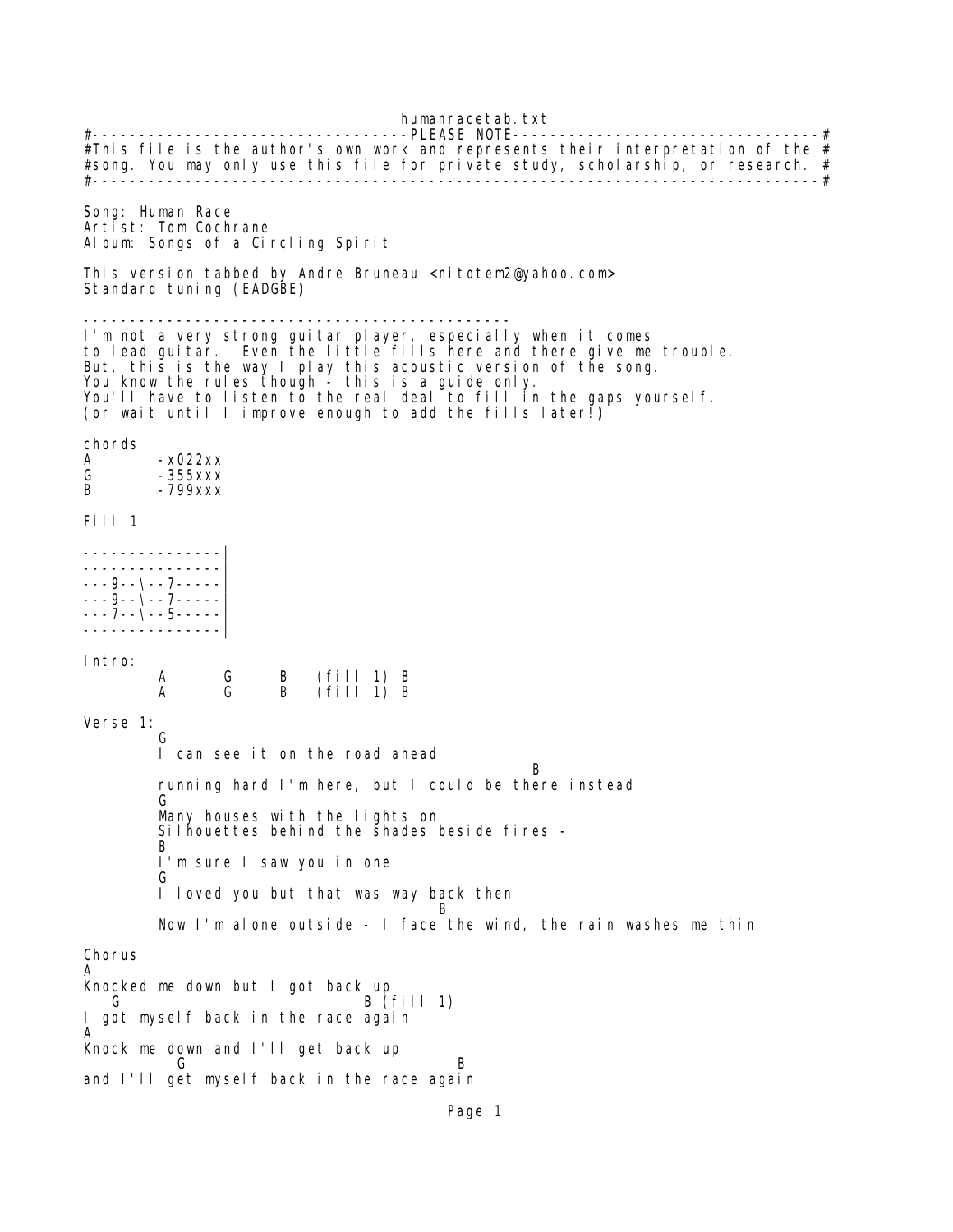humanracetab.txt

```
#----------------------------------PLEASE NOTE---------------------------------#
#This file is the author's own work and represents their interpretation of the #
#song. You may only use this file for private study, scholarship, or research. #
#------------------------------------------------------------------------------#

Song: Human Race
Artist: Tom Cochrane
Album: Songs of a Circling Spirit

This version tabbed by Andre Bruneau <nitotem2@yahoo.com>
Standard tuning (EADGBE)

-----------------------------------------------
I'm not a very strong guitar player, especially when it comes
to lead guitar.  Even the little fills here and there give me trouble.
But, this is the way I play this acoustic version of the song.
You know the rules though - this is a guide only.
You'll have to listen to the real deal to fill in the gaps yourself.
(or wait until I improve enough to add the fills later!)

chords
A       -x022xx
G       -355xxx
B       -799xxx

Fill 1

--------------|
--------------|
---9--\--7----|
---9--\--7----|
---7--\--5----|
--------------|

Intro:
        A       G       B   (fill 1) B
        A       G       B   (fill 1) B

Verse 1:
        G
        I can see it on the road ahead
                                                    B
        running hard I'm here, but I could be there instead
        G
        Many houses with the lights on
        Silhouettes behind the shades beside fires -
        B
        I'm sure I saw you in one
        G
        I loved you but that was way back then
                                           B
        Now I'm alone outside - I face the wind, the rain washes me thin

Chorus
A
Knocked me down but I got back up
   G                            B (fill 1)
I got myself back in the race again
A
Knock me down and I'll get back up
          G                             B
and I'll get myself back in the race again
```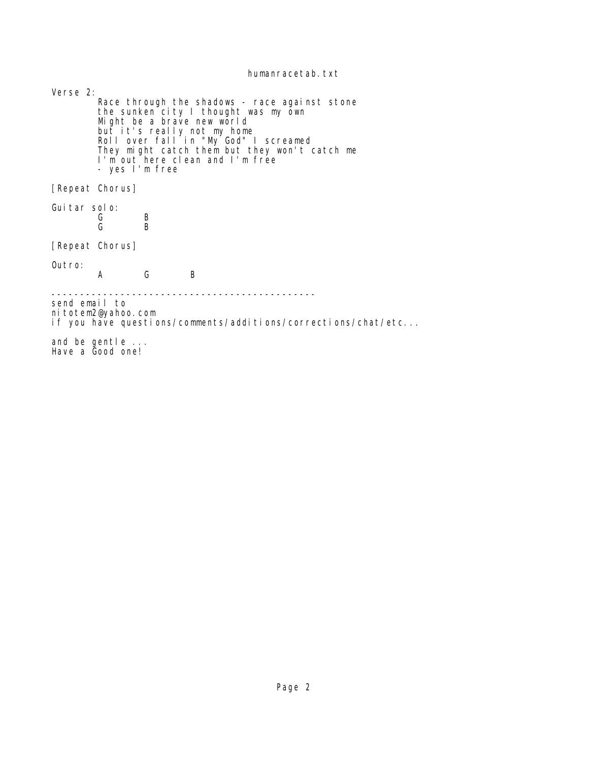Verse 2:

Race through the shadows - race against stone
the sunken city I thought was my own
Might be a brave new world
but it's really not my home
Roll over fall in "My God" I screamed
They might catch them but they won't catch me
I'm out here clean and I'm free
- yes I'm free

[Repeat Chorus]

Guitar solo:

```
        G        B
        G        B
```

[Repeat Chorus]

Outro:

```
        A        G        B
```

---------------------------------------------
send email to
nitotem2@yahoo.com
if you have questions/comments/additions/corrections/chat/etc...

and be gentle ...
Have a Good one!